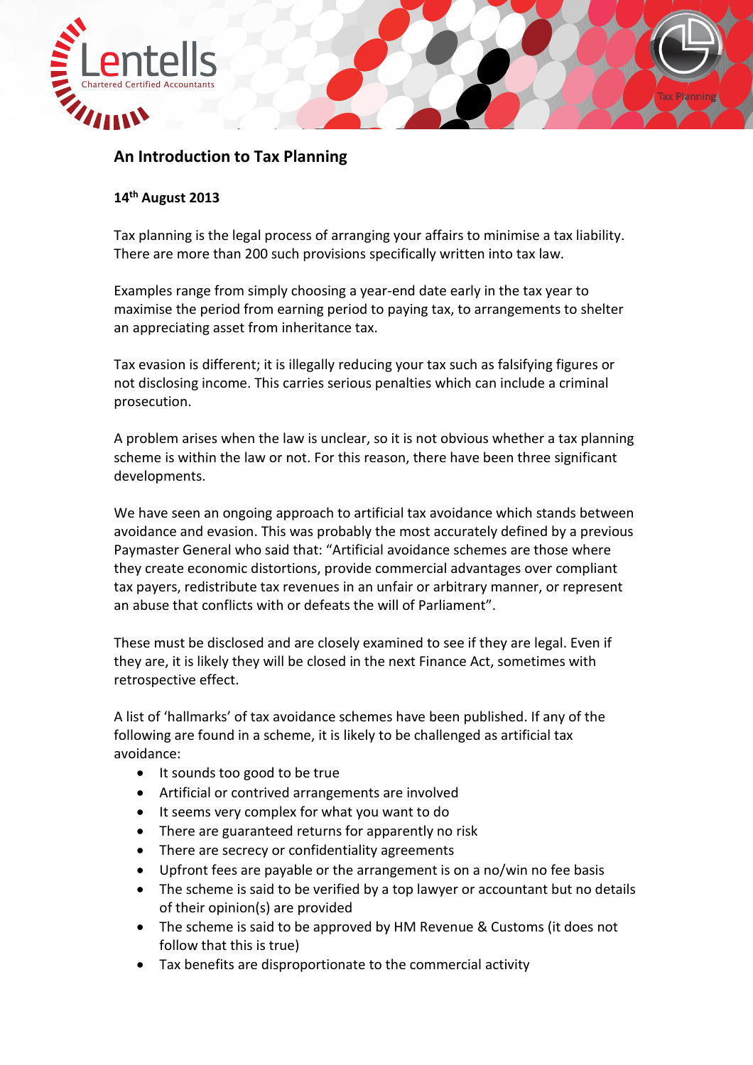## An Introduction to Tax Planning

**14th August 2013**

Tax planning is the legal process of arranging your affairs to minimise a tax liability. There are more than 200 such provisions specifically written into tax law.

Examples range from simply choosing a year-end date early in the tax year to maximise the period from earning period to paying tax, to arrangements to shelter an appreciating asset from inheritance tax.

Tax evasion is different; it is illegally reducing your tax such as falsifying figures or not disclosing income. This carries serious penalties which can include a criminal prosecution.

A problem arises when the law is unclear, so it is not obvious whether a tax planning scheme is within the law or not. For this reason, there have been three significant developments.

We have seen an ongoing approach to artificial tax avoidance which stands between avoidance and evasion. This was probably the most accurately defined by a previous Paymaster General who said that: "Artificial avoidance schemes are those where they create economic distortions, provide commercial advantages over compliant tax payers, redistribute tax revenues in an unfair or arbitrary manner, or represent an abuse that conflicts with or defeats the will of Parliament".

These must be disclosed and are closely examined to see if they are legal. Even if they are, it is likely they will be closed in the next Finance Act, sometimes with retrospective effect.

A list of 'hallmarks' of tax avoidance schemes have been published. If any of the following are found in a scheme, it is likely to be challenged as artificial tax avoidance:

- It sounds too good to be true
- Artificial or contrived arrangements are involved
- It seems very complex for what you want to do
- There are guaranteed returns for apparently no risk
- There are secrecy or confidentiality agreements
- Upfront fees are payable or the arrangement is on a no/win no fee basis
- The scheme is said to be verified by a top lawyer or accountant but no details of their opinion(s) are provided
- The scheme is said to be approved by HM Revenue & Customs (it does not follow that this is true)
- Tax benefits are disproportionate to the commercial activity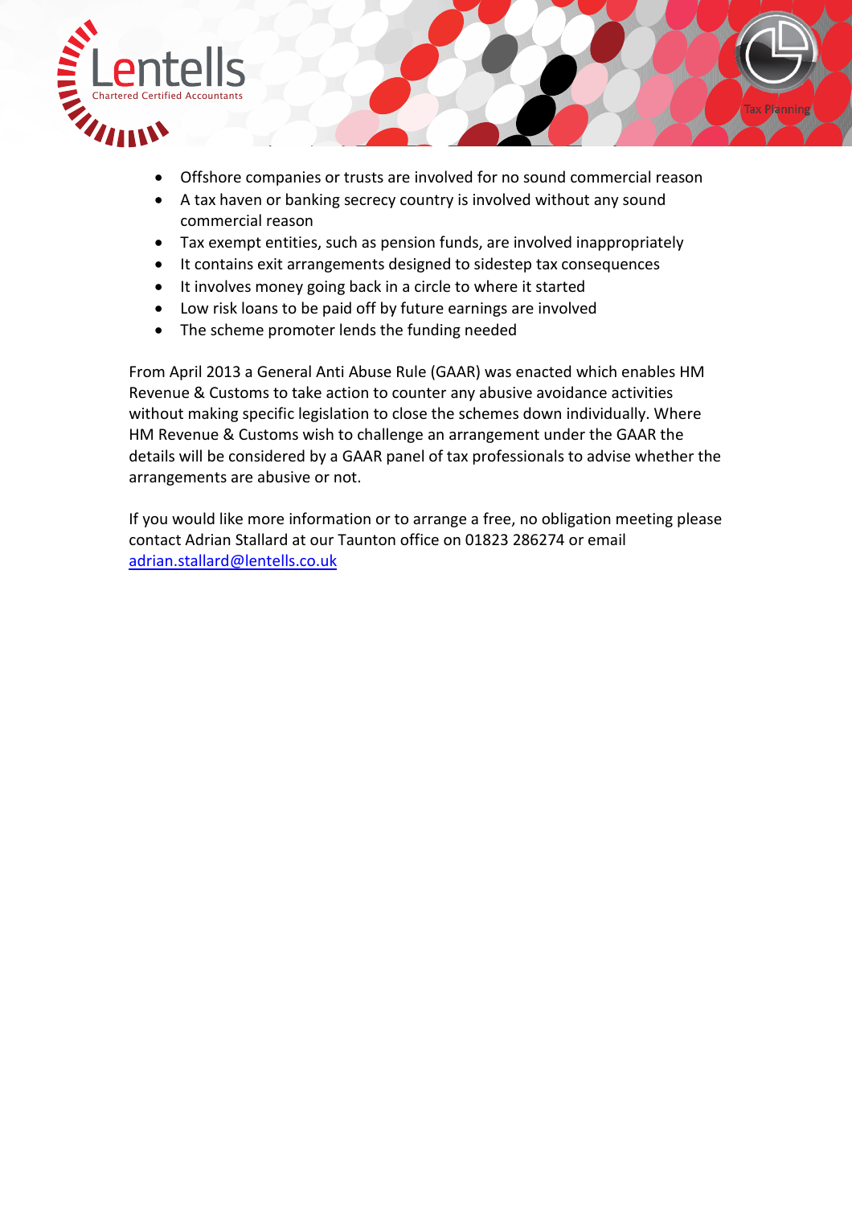- Offshore companies or trusts are involved for no sound commercial reason
- A tax haven or banking secrecy country is involved without any sound commercial reason
- Tax exempt entities, such as pension funds, are involved inappropriately
- It contains exit arrangements designed to sidestep tax consequences
- It involves money going back in a circle to where it started
- Low risk loans to be paid off by future earnings are involved
- The scheme promoter lends the funding needed

From April 2013 a General Anti Abuse Rule (GAAR) was enacted which enables HM Revenue & Customs to take action to counter any abusive avoidance activities without making specific legislation to close the schemes down individually. Where HM Revenue & Customs wish to challenge an arrangement under the GAAR the details will be considered by a GAAR panel of tax professionals to advise whether the arrangements are abusive or not.

If you would like more information or to arrange a free, no obligation meeting please contact Adrian Stallard at our Taunton office on 01823 286274 or email adrian.stallard@lentells.co.uk